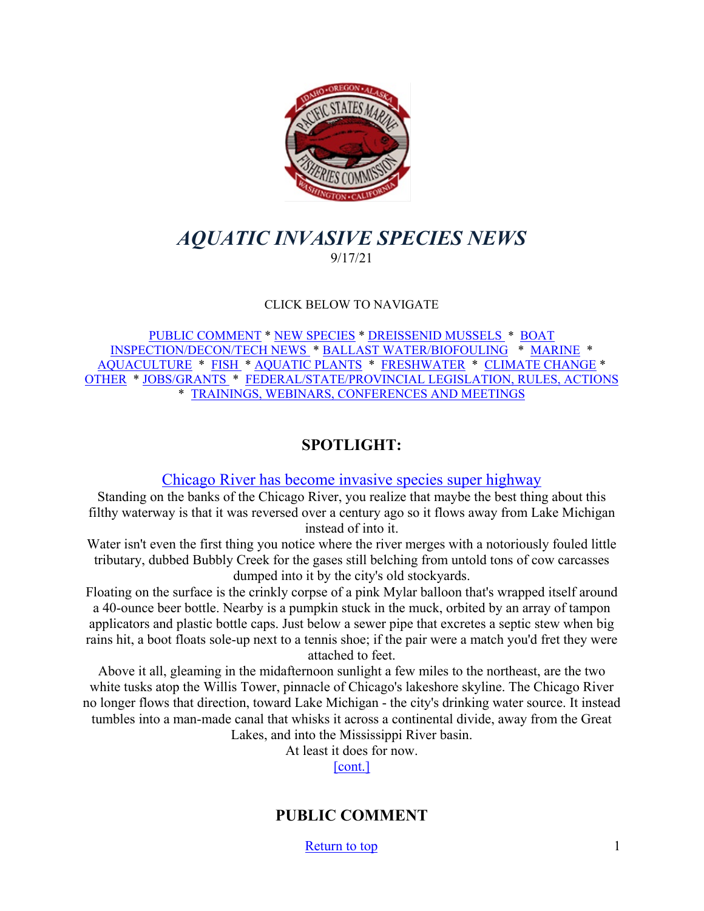# *AQUATIC INVASIVE SPECIES NEWS*

9/17/21

CLICK BELOW TO NAVIGATE

PUBLIC COMMENT * NEW SPECIES * DREISSENID MUSSELS * BOAT INSPECTION/DECON/TECH NEWS * BALLAST WATER/BIOFOULING * MARINE * AQUACULTURE * FISH * AQUATIC PLANTS * FRESHWATER * CLIMATE CHANGE * OTHER * JOBS/GRANTS * FEDERAL/STATE/PROVINCIAL LEGISLATION, RULES, ACTIONS * TRAININGS, WEBINARS, CONFERENCES AND MEETINGS

## SPOTLIGHT:

### Chicago River has become invasive species super highway

Standing on the banks of the Chicago River, you realize that maybe the best thing about this filthy waterway is that it was reversed over a century ago so it flows away from Lake Michigan instead of into it.

Water isn't even the first thing you notice where the river merges with a notoriously fouled little tributary, dubbed Bubbly Creek for the gases still belching from untold tons of cow carcasses dumped into it by the city's old stockyards.

Floating on the surface is the crinkly corpse of a pink Mylar balloon that's wrapped itself around a 40-ounce beer bottle. Nearby is a pumpkin stuck in the muck, orbited by an array of tampon applicators and plastic bottle caps. Just below a sewer pipe that excretes a septic stew when big rains hit, a boot floats sole-up next to a tennis shoe; if the pair were a match you'd fret they were attached to feet.

Above it all, gleaming in the midafternoon sunlight a few miles to the northeast, are the two white tusks atop the Willis Tower, pinnacle of Chicago's lakeshore skyline. The Chicago River no longer flows that direction, toward Lake Michigan - the city's drinking water source. It instead tumbles into a man-made canal that whisks it across a continental divide, away from the Great Lakes, and into the Mississippi River basin.

At least it does for now.

[cont.]

## PUBLIC COMMENT

Return to top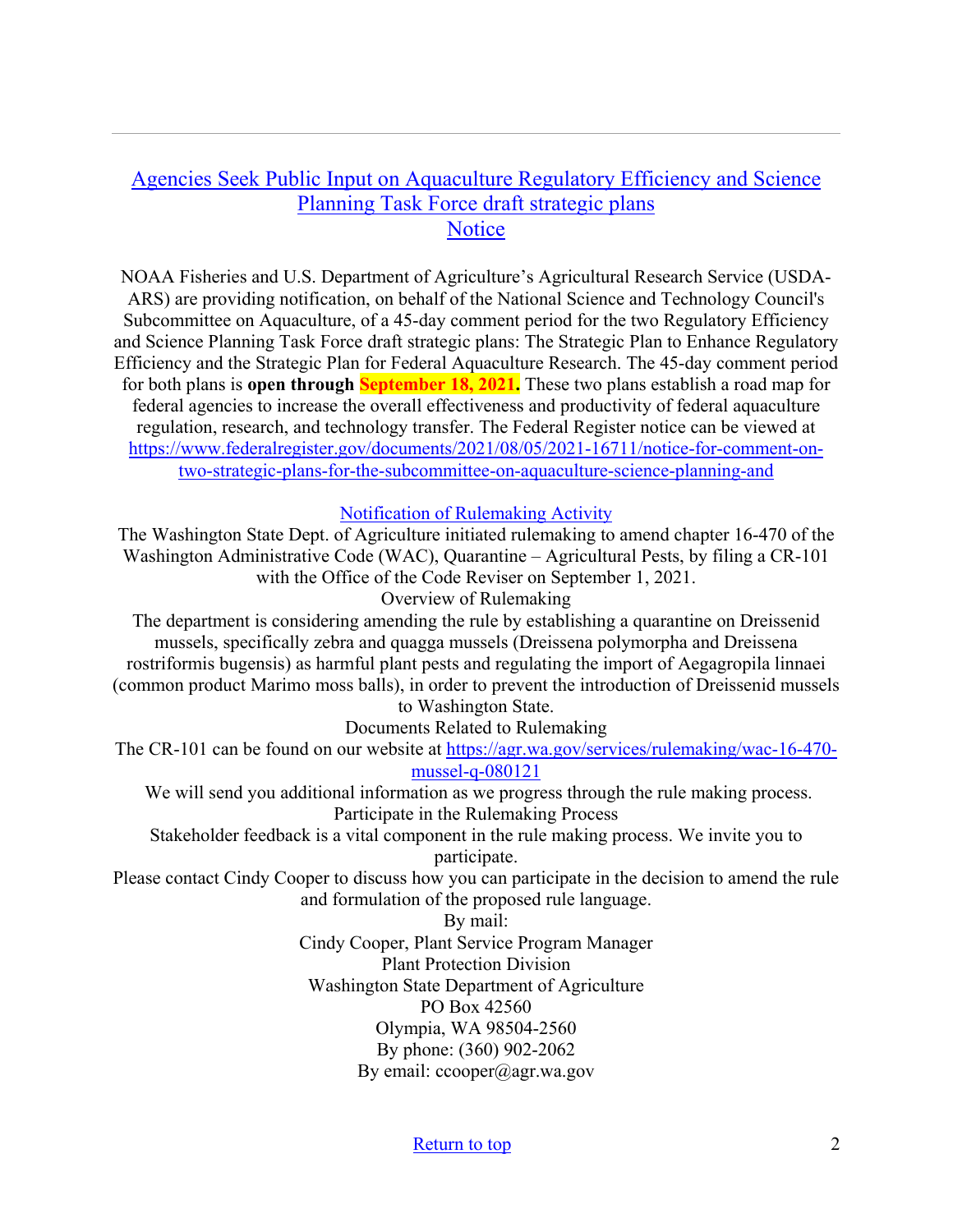## [Agencies Seek Public Input on Aquaculture Regulatory Efficiency and Science Planning Task Force draft strategic plans](#)
## [Notice](#)

NOAA Fisheries and U.S. Department of Agriculture's Agricultural Research Service (USDA-ARS) are providing notification, on behalf of the National Science and Technology Council's Subcommittee on Aquaculture, of a 45-day comment period for the two Regulatory Efficiency and Science Planning Task Force draft strategic plans: The Strategic Plan to Enhance Regulatory Efficiency and the Strategic Plan for Federal Aquaculture Research. The 45-day comment period for both plans is **open through September 18, 2021.** These two plans establish a road map for federal agencies to increase the overall effectiveness and productivity of federal aquaculture regulation, research, and technology transfer. The Federal Register notice can be viewed at https://www.federalregister.gov/documents/2021/08/05/2021-16711/notice-for-comment-on-two-strategic-plans-for-the-subcommittee-on-aquaculture-science-planning-and

## [Notification of Rulemaking Activity](#)

The Washington State Dept. of Agriculture initiated rulemaking to amend chapter 16-470 of the Washington Administrative Code (WAC), Quarantine – Agricultural Pests, by filing a CR-101 with the Office of the Code Reviser on September 1, 2021.

Overview of Rulemaking

The department is considering amending the rule by establishing a quarantine on Dreissenid mussels, specifically zebra and quagga mussels (Dreissena polymorpha and Dreissena rostriformis bugensis) as harmful plant pests and regulating the import of Aegagropila linnaei (common product Marimo moss balls), in order to prevent the introduction of Dreissenid mussels to Washington State.

Documents Related to Rulemaking

The CR-101 can be found on our website at https://agr.wa.gov/services/rulemaking/wac-16-470-mussel-q-080121

We will send you additional information as we progress through the rule making process.

Participate in the Rulemaking Process

Stakeholder feedback is a vital component in the rule making process. We invite you to participate.

Please contact Cindy Cooper to discuss how you can participate in the decision to amend the rule and formulation of the proposed rule language.

By mail:
Cindy Cooper, Plant Service Program Manager
Plant Protection Division
Washington State Department of Agriculture
PO Box 42560
Olympia, WA 98504-2560
By phone: (360) 902-2062
By email: ccooper@agr.wa.gov

[Return to top](#)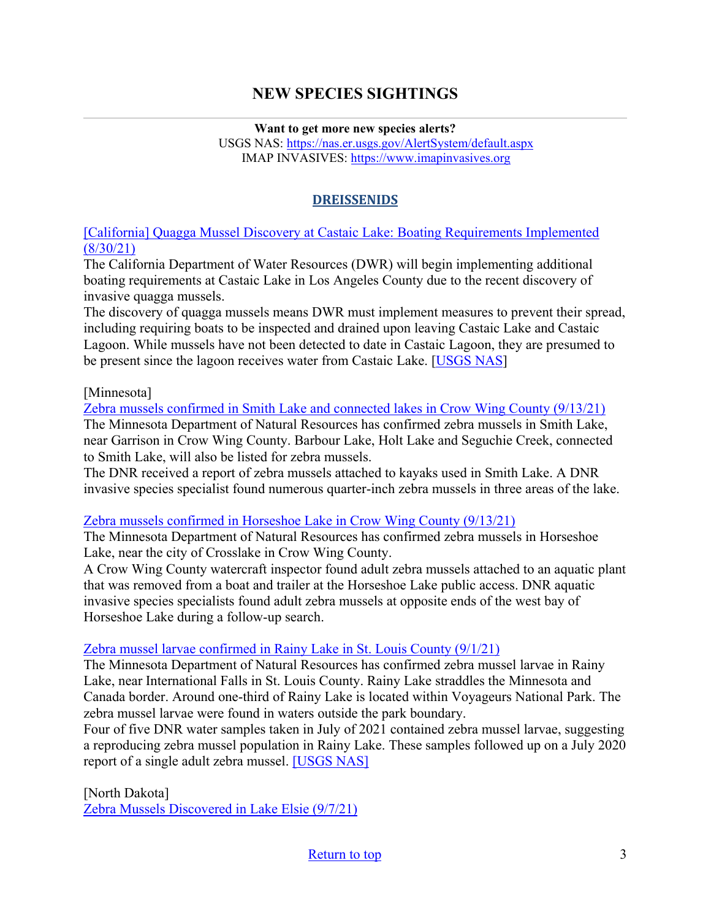# NEW SPECIES SIGHTINGS

**Want to get more new species alerts?**
USGS NAS: https://nas.er.usgs.gov/AlertSystem/default.aspx
IMAP INVASIVES: https://www.imapinvasives.org

## DREISSENIDS

[California] Quagga Mussel Discovery at Castaic Lake: Boating Requirements Implemented (8/30/21)
The California Department of Water Resources (DWR) will begin implementing additional boating requirements at Castaic Lake in Los Angeles County due to the recent discovery of invasive quagga mussels.
The discovery of quagga mussels means DWR must implement measures to prevent their spread, including requiring boats to be inspected and drained upon leaving Castaic Lake and Castaic Lagoon. While mussels have not been detected to date in Castaic Lagoon, they are presumed to be present since the lagoon receives water from Castaic Lake. [USGS NAS]

[Minnesota]
Zebra mussels confirmed in Smith Lake and connected lakes in Crow Wing County (9/13/21)
The Minnesota Department of Natural Resources has confirmed zebra mussels in Smith Lake, near Garrison in Crow Wing County. Barbour Lake, Holt Lake and Seguchie Creek, connected to Smith Lake, will also be listed for zebra mussels.
The DNR received a report of zebra mussels attached to kayaks used in Smith Lake. A DNR invasive species specialist found numerous quarter-inch zebra mussels in three areas of the lake.

Zebra mussels confirmed in Horseshoe Lake in Crow Wing County (9/13/21)
The Minnesota Department of Natural Resources has confirmed zebra mussels in Horseshoe Lake, near the city of Crosslake in Crow Wing County.
A Crow Wing County watercraft inspector found adult zebra mussels attached to an aquatic plant that was removed from a boat and trailer at the Horseshoe Lake public access. DNR aquatic invasive species specialists found adult zebra mussels at opposite ends of the west bay of Horseshoe Lake during a follow-up search.

Zebra mussel larvae confirmed in Rainy Lake in St. Louis County (9/1/21)
The Minnesota Department of Natural Resources has confirmed zebra mussel larvae in Rainy Lake, near International Falls in St. Louis County. Rainy Lake straddles the Minnesota and Canada border. Around one-third of Rainy Lake is located within Voyageurs National Park. The zebra mussel larvae were found in waters outside the park boundary.
Four of five DNR water samples taken in July of 2021 contained zebra mussel larvae, suggesting a reproducing zebra mussel population in Rainy Lake. These samples followed up on a July 2020 report of a single adult zebra mussel. [USGS NAS]

[North Dakota]
Zebra Mussels Discovered in Lake Elsie (9/7/21)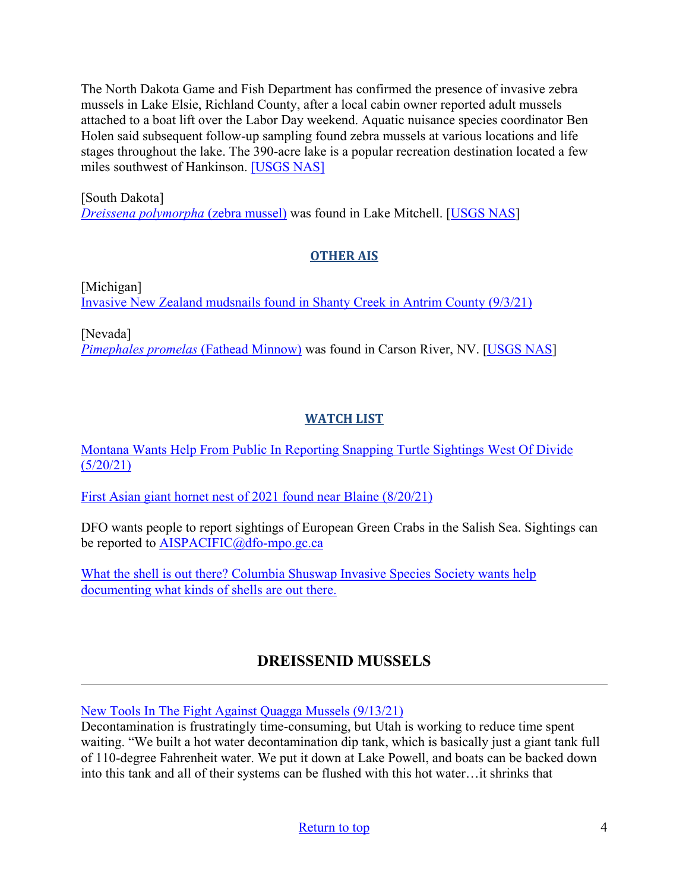The North Dakota Game and Fish Department has confirmed the presence of invasive zebra mussels in Lake Elsie, Richland County, after a local cabin owner reported adult mussels attached to a boat lift over the Labor Day weekend. Aquatic nuisance species coordinator Ben Holen said subsequent follow-up sampling found zebra mussels at various locations and life stages throughout the lake. The 390-acre lake is a popular recreation destination located a few miles southwest of Hankinson. [USGS NAS]

[South Dakota]
*Dreissena polymorpha* (zebra mussel) was found in Lake Mitchell. [USGS NAS]

## OTHER AIS

[Michigan]
Invasive New Zealand mudsnails found in Shanty Creek in Antrim County (9/3/21)

[Nevada]
*Pimephales promelas* (Fathead Minnow) was found in Carson River, NV. [USGS NAS]

## WATCH LIST

Montana Wants Help From Public In Reporting Snapping Turtle Sightings West Of Divide (5/20/21)

First Asian giant hornet nest of 2021 found near Blaine (8/20/21)

DFO wants people to report sightings of European Green Crabs in the Salish Sea. Sightings can be reported to AISPACIFIC@dfo-mpo.gc.ca

What the shell is out there? Columbia Shuswap Invasive Species Society wants help documenting what kinds of shells are out there.

# DREISSENID MUSSELS

New Tools In The Fight Against Quagga Mussels (9/13/21)
Decontamination is frustratingly time-consuming, but Utah is working to reduce time spent waiting. "We built a hot water decontamination dip tank, which is basically just a giant tank full of 110-degree Fahrenheit water. We put it down at Lake Powell, and boats can be backed down into this tank and all of their systems can be flushed with this hot water…it shrinks that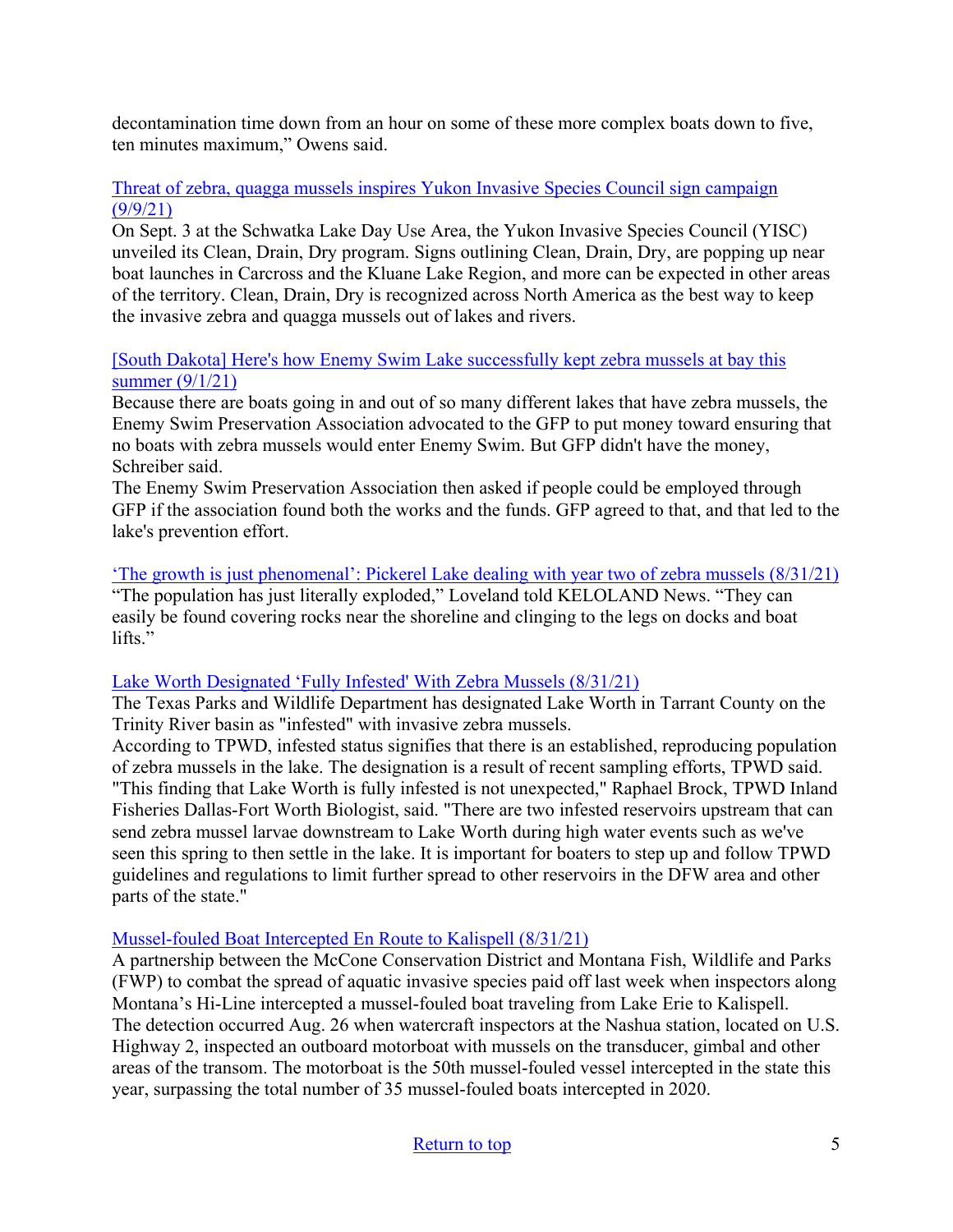decontamination time down from an hour on some of these more complex boats down to five, ten minutes maximum," Owens said.

[Threat of zebra, quagga mussels inspires Yukon Invasive Species Council sign campaign (9/9/21)]

On Sept. 3 at the Schwatka Lake Day Use Area, the Yukon Invasive Species Council (YISC) unveiled its Clean, Drain, Dry program. Signs outlining Clean, Drain, Dry, are popping up near boat launches in Carcross and the Kluane Lake Region, and more can be expected in other areas of the territory. Clean, Drain, Dry is recognized across North America as the best way to keep the invasive zebra and quagga mussels out of lakes and rivers.

[[South Dakota] Here's how Enemy Swim Lake successfully kept zebra mussels at bay this summer (9/1/21)]

Because there are boats going in and out of so many different lakes that have zebra mussels, the Enemy Swim Preservation Association advocated to the GFP to put money toward ensuring that no boats with zebra mussels would enter Enemy Swim. But GFP didn't have the money, Schreiber said.

The Enemy Swim Preservation Association then asked if people could be employed through GFP if the association found both the works and the funds. GFP agreed to that, and that led to the lake's prevention effort.

['The growth is just phenomenal': Pickerel Lake dealing with year two of zebra mussels (8/31/21)]

"The population has just literally exploded," Loveland told KELOLAND News. "They can easily be found covering rocks near the shoreline and clinging to the legs on docks and boat lifts."

[Lake Worth Designated 'Fully Infested' With Zebra Mussels (8/31/21)]

The Texas Parks and Wildlife Department has designated Lake Worth in Tarrant County on the Trinity River basin as "infested" with invasive zebra mussels.

According to TPWD, infested status signifies that there is an established, reproducing population of zebra mussels in the lake. The designation is a result of recent sampling efforts, TPWD said. "This finding that Lake Worth is fully infested is not unexpected," Raphael Brock, TPWD Inland Fisheries Dallas-Fort Worth Biologist, said. "There are two infested reservoirs upstream that can send zebra mussel larvae downstream to Lake Worth during high water events such as we've seen this spring to then settle in the lake. It is important for boaters to step up and follow TPWD guidelines and regulations to limit further spread to other reservoirs in the DFW area and other parts of the state."

[Mussel-fouled Boat Intercepted En Route to Kalispell (8/31/21)]

A partnership between the McCone Conservation District and Montana Fish, Wildlife and Parks (FWP) to combat the spread of aquatic invasive species paid off last week when inspectors along Montana's Hi-Line intercepted a mussel-fouled boat traveling from Lake Erie to Kalispell.

The detection occurred Aug. 26 when watercraft inspectors at the Nashua station, located on U.S. Highway 2, inspected an outboard motorboat with mussels on the transducer, gimbal and other areas of the transom. The motorboat is the 50th mussel-fouled vessel intercepted in the state this year, surpassing the total number of 35 mussel-fouled boats intercepted in 2020.

[Return to top]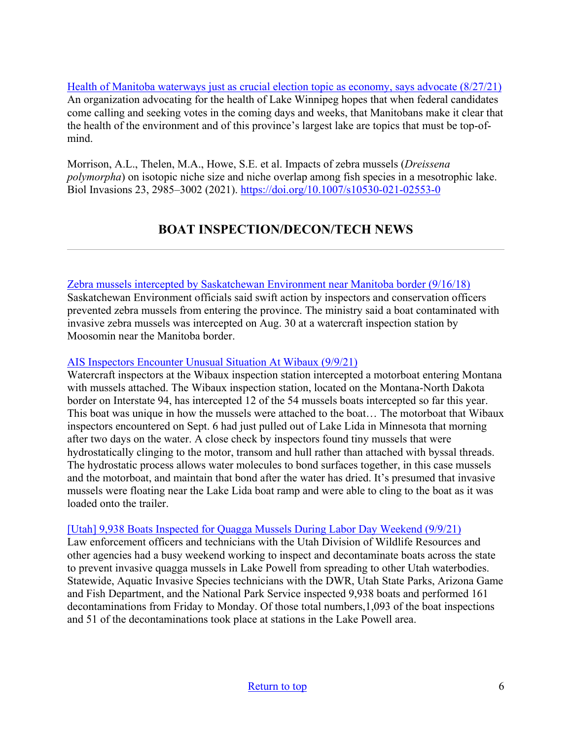[Health of Manitoba waterways just as crucial election topic as economy, says advocate (8/27/21)](#)
An organization advocating for the health of Lake Winnipeg hopes that when federal candidates come calling and seeking votes in the coming days and weeks, that Manitobans make it clear that the health of the environment and of this province's largest lake are topics that must be top-of-mind.

Morrison, A.L., Thelen, M.A., Howe, S.E. et al. Impacts of zebra mussels (*Dreissena polymorpha*) on isotopic niche size and niche overlap among fish species in a mesotrophic lake. Biol Invasions 23, 2985–3002 (2021). https://doi.org/10.1007/s10530-021-02553-0

## BOAT INSPECTION/DECON/TECH NEWS

---

[Zebra mussels intercepted by Saskatchewan Environment near Manitoba border (9/16/18)](#)
Saskatchewan Environment officials said swift action by inspectors and conservation officers prevented zebra mussels from entering the province. The ministry said a boat contaminated with invasive zebra mussels was intercepted on Aug. 30 at a watercraft inspection station by Moosomin near the Manitoba border.

[AIS Inspectors Encounter Unusual Situation At Wibaux (9/9/21)](#)
Watercraft inspectors at the Wibaux inspection station intercepted a motorboat entering Montana with mussels attached. The Wibaux inspection station, located on the Montana-North Dakota border on Interstate 94, has intercepted 12 of the 54 mussels boats intercepted so far this year. This boat was unique in how the mussels were attached to the boat… The motorboat that Wibaux inspectors encountered on Sept. 6 had just pulled out of Lake Lida in Minnesota that morning after two days on the water. A close check by inspectors found tiny mussels that were hydrostatically clinging to the motor, transom and hull rather than attached with byssal threads. The hydrostatic process allows water molecules to bond surfaces together, in this case mussels and the motorboat, and maintain that bond after the water has dried. It's presumed that invasive mussels were floating near the Lake Lida boat ramp and were able to cling to the boat as it was loaded onto the trailer.

[[Utah] 9,938 Boats Inspected for Quagga Mussels During Labor Day Weekend (9/9/21)](#)
Law enforcement officers and technicians with the Utah Division of Wildlife Resources and other agencies had a busy weekend working to inspect and decontaminate boats across the state to prevent invasive quagga mussels in Lake Powell from spreading to other Utah waterbodies. Statewide, Aquatic Invasive Species technicians with the DWR, Utah State Parks, Arizona Game and Fish Department, and the National Park Service inspected 9,938 boats and performed 161 decontaminations from Friday to Monday. Of those total numbers,1,093 of the boat inspections and 51 of the decontaminations took place at stations in the Lake Powell area.

[Return to top](#)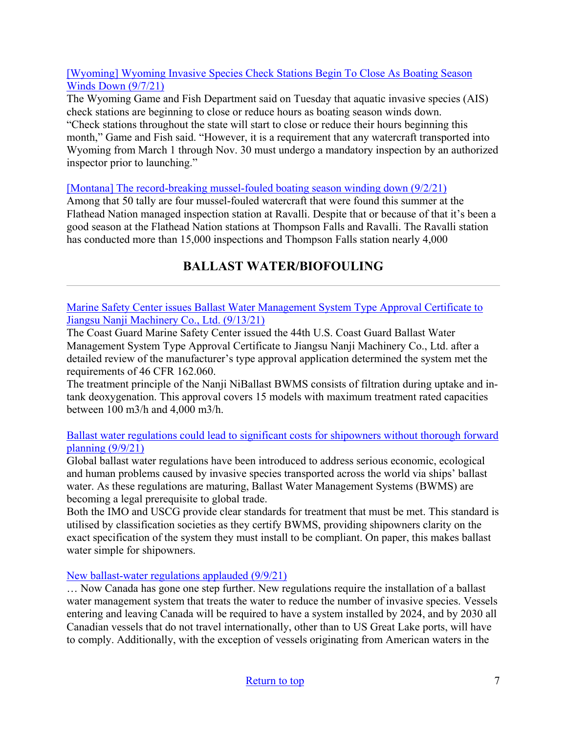[Wyoming] Wyoming Invasive Species Check Stations Begin To Close As Boating Season Winds Down (9/7/21)

The Wyoming Game and Fish Department said on Tuesday that aquatic invasive species (AIS) check stations are beginning to close or reduce hours as boating season winds down.
"Check stations throughout the state will start to close or reduce their hours beginning this month," Game and Fish said. "However, it is a requirement that any watercraft transported into Wyoming from March 1 through Nov. 30 must undergo a mandatory inspection by an authorized inspector prior to launching."

[Montana] The record-breaking mussel-fouled boating season winding down (9/2/21)

Among that 50 tally are four mussel-fouled watercraft that were found this summer at the Flathead Nation managed inspection station at Ravalli. Despite that or because of that it's been a good season at the Flathead Nation stations at Thompson Falls and Ravalli. The Ravalli station has conducted more than 15,000 inspections and Thompson Falls station nearly 4,000

## BALLAST WATER/BIOFOULING

Marine Safety Center issues Ballast Water Management System Type Approval Certificate to Jiangsu Nanji Machinery Co., Ltd. (9/13/21)

The Coast Guard Marine Safety Center issued the 44th U.S. Coast Guard Ballast Water Management System Type Approval Certificate to Jiangsu Nanji Machinery Co., Ltd. after a detailed review of the manufacturer's type approval application determined the system met the requirements of 46 CFR 162.060.
The treatment principle of the Nanji NiBallast BWMS consists of filtration during uptake and in-tank deoxygenation. This approval covers 15 models with maximum treatment rated capacities between 100 m3/h and 4,000 m3/h.

Ballast water regulations could lead to significant costs for shipowners without thorough forward planning (9/9/21)

Global ballast water regulations have been introduced to address serious economic, ecological and human problems caused by invasive species transported across the world via ships' ballast water. As these regulations are maturing, Ballast Water Management Systems (BWMS) are becoming a legal prerequisite to global trade.
Both the IMO and USCG provide clear standards for treatment that must be met. This standard is utilised by classification societies as they certify BWMS, providing shipowners clarity on the exact specification of the system they must install to be compliant. On paper, this makes ballast water simple for shipowners.

New ballast-water regulations applauded (9/9/21)

… Now Canada has gone one step further. New regulations require the installation of a ballast water management system that treats the water to reduce the number of invasive species. Vessels entering and leaving Canada will be required to have a system installed by 2024, and by 2030 all Canadian vessels that do not travel internationally, other than to US Great Lake ports, will have to comply. Additionally, with the exception of vessels originating from American waters in the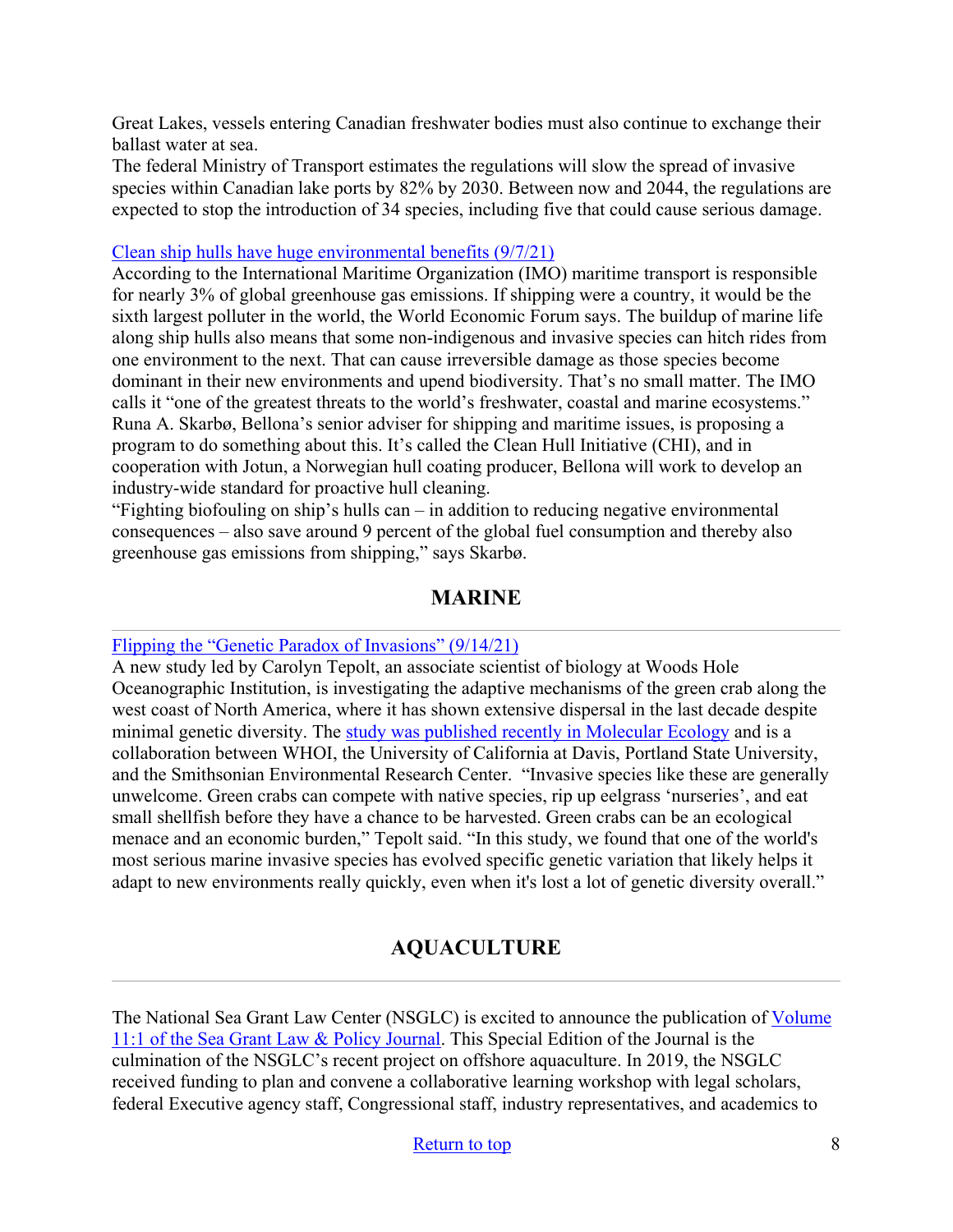Great Lakes, vessels entering Canadian freshwater bodies must also continue to exchange their ballast water at sea.

The federal Ministry of Transport estimates the regulations will slow the spread of invasive species within Canadian lake ports by 82% by 2030. Between now and 2044, the regulations are expected to stop the introduction of 34 species, including five that could cause serious damage.

[Clean ship hulls have huge environmental benefits (9/7/21)]

According to the International Maritime Organization (IMO) maritime transport is responsible for nearly 3% of global greenhouse gas emissions. If shipping were a country, it would be the sixth largest polluter in the world, the World Economic Forum says. The buildup of marine life along ship hulls also means that some non-indigenous and invasive species can hitch rides from one environment to the next. That can cause irreversible damage as those species become dominant in their new environments and upend biodiversity. That's no small matter. The IMO calls it "one of the greatest threats to the world's freshwater, coastal and marine ecosystems." Runa A. Skarbø, Bellona's senior adviser for shipping and maritime issues, is proposing a program to do something about this. It's called the Clean Hull Initiative (CHI), and in cooperation with Jotun, a Norwegian hull coating producer, Bellona will work to develop an industry-wide standard for proactive hull cleaning.

"Fighting biofouling on ship's hulls can – in addition to reducing negative environmental consequences – also save around 9 percent of the global fuel consumption and thereby also greenhouse gas emissions from shipping," says Skarbø.

## MARINE

[Flipping the "Genetic Paradox of Invasions" (9/14/21)]

A new study led by Carolyn Tepolt, an associate scientist of biology at Woods Hole Oceanographic Institution, is investigating the adaptive mechanisms of the green crab along the west coast of North America, where it has shown extensive dispersal in the last decade despite minimal genetic diversity. The [study was published recently in Molecular Ecology] and is a collaboration between WHOI, the University of California at Davis, Portland State University, and the Smithsonian Environmental Research Center. "Invasive species like these are generally unwelcome. Green crabs can compete with native species, rip up eelgrass 'nurseries', and eat small shellfish before they have a chance to be harvested. Green crabs can be an ecological menace and an economic burden," Tepolt said. "In this study, we found that one of the world's most serious marine invasive species has evolved specific genetic variation that likely helps it adapt to new environments really quickly, even when it's lost a lot of genetic diversity overall."

## AQUACULTURE

The National Sea Grant Law Center (NSGLC) is excited to announce the publication of [Volume 11:1 of the Sea Grant Law & Policy Journal]. This Special Edition of the Journal is the culmination of the NSGLC's recent project on offshore aquaculture. In 2019, the NSGLC received funding to plan and convene a collaborative learning workshop with legal scholars, federal Executive agency staff, Congressional staff, industry representatives, and academics to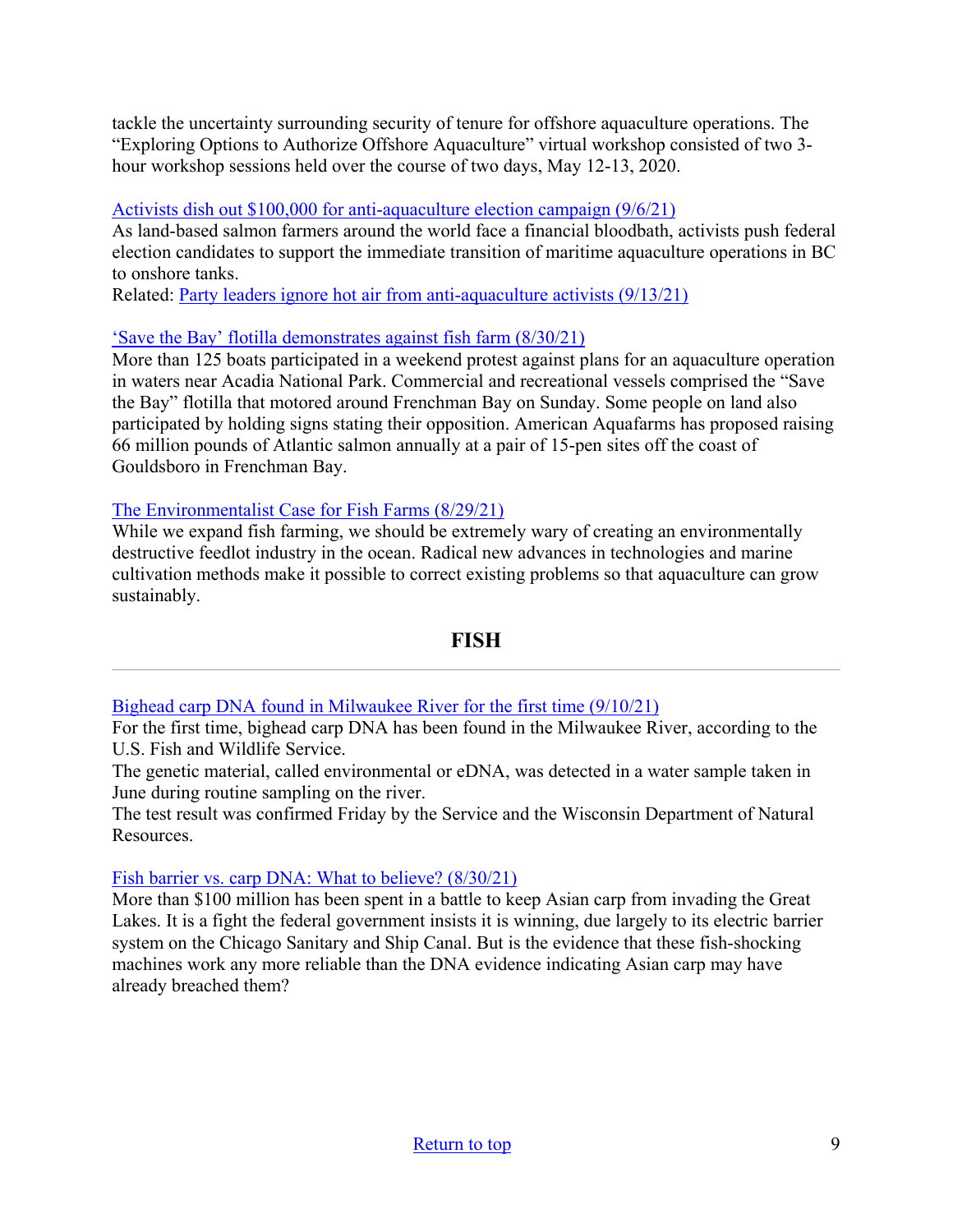tackle the uncertainty surrounding security of tenure for offshore aquaculture operations. The "Exploring Options to Authorize Offshore Aquaculture" virtual workshop consisted of two 3-hour workshop sessions held over the course of two days, May 12-13, 2020.

[Activists dish out $100,000 for anti-aquaculture election campaign (9/6/21)]
As land-based salmon farmers around the world face a financial bloodbath, activists push federal election candidates to support the immediate transition of maritime aquaculture operations in BC to onshore tanks.
Related: [Party leaders ignore hot air from anti-aquaculture activists (9/13/21)]

['Save the Bay' flotilla demonstrates against fish farm (8/30/21)]
More than 125 boats participated in a weekend protest against plans for an aquaculture operation in waters near Acadia National Park. Commercial and recreational vessels comprised the "Save the Bay" flotilla that motored around Frenchman Bay on Sunday. Some people on land also participated by holding signs stating their opposition. American Aquafarms has proposed raising 66 million pounds of Atlantic salmon annually at a pair of 15-pen sites off the coast of Gouldsboro in Frenchman Bay.

[The Environmentalist Case for Fish Farms (8/29/21)]
While we expand fish farming, we should be extremely wary of creating an environmentally destructive feedlot industry in the ocean. Radical new advances in technologies and marine cultivation methods make it possible to correct existing problems so that aquaculture can grow sustainably.

## FISH

---

[Bighead carp DNA found in Milwaukee River for the first time (9/10/21)]
For the first time, bighead carp DNA has been found in the Milwaukee River, according to the U.S. Fish and Wildlife Service.
The genetic material, called environmental or eDNA, was detected in a water sample taken in June during routine sampling on the river.
The test result was confirmed Friday by the Service and the Wisconsin Department of Natural Resources.

[Fish barrier vs. carp DNA: What to believe? (8/30/21)]
More than $100 million has been spent in a battle to keep Asian carp from invading the Great Lakes. It is a fight the federal government insists it is winning, due largely to its electric barrier system on the Chicago Sanitary and Ship Canal. But is the evidence that these fish-shocking machines work any more reliable than the DNA evidence indicating Asian carp may have already breached them?

[Return to top]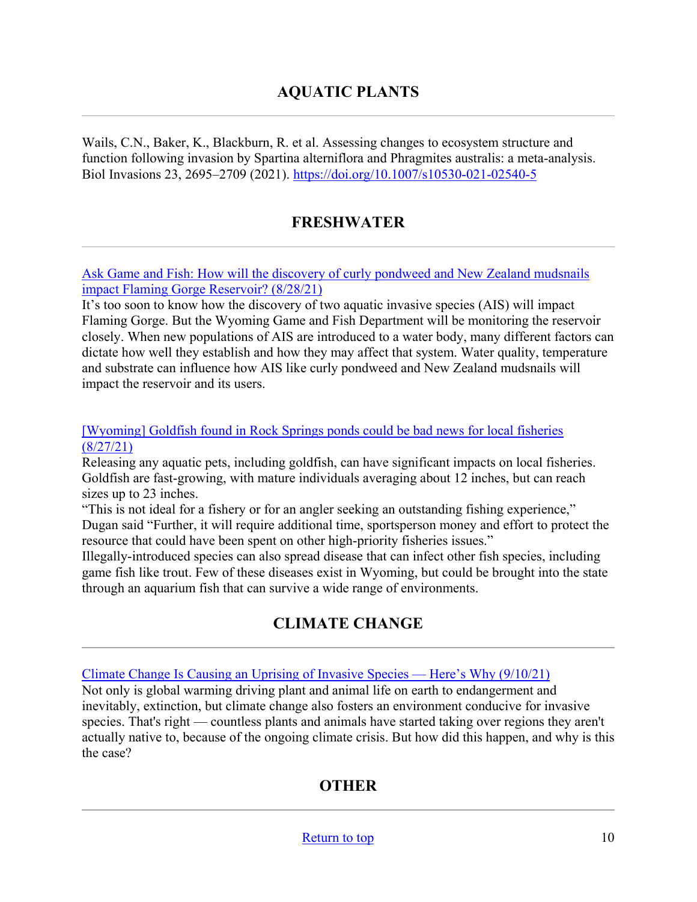## AQUATIC PLANTS

Wails, C.N., Baker, K., Blackburn, R. et al. Assessing changes to ecosystem structure and function following invasion by Spartina alterniflora and Phragmites australis: a meta-analysis. Biol Invasions 23, 2695–2709 (2021). https://doi.org/10.1007/s10530-021-02540-5

## FRESHWATER

Ask Game and Fish: How will the discovery of curly pondweed and New Zealand mudsnails impact Flaming Gorge Reservoir? (8/28/21)

It's too soon to know how the discovery of two aquatic invasive species (AIS) will impact Flaming Gorge. But the Wyoming Game and Fish Department will be monitoring the reservoir closely. When new populations of AIS are introduced to a water body, many different factors can dictate how well they establish and how they may affect that system. Water quality, temperature and substrate can influence how AIS like curly pondweed and New Zealand mudsnails will impact the reservoir and its users.

[Wyoming] Goldfish found in Rock Springs ponds could be bad news for local fisheries (8/27/21)

Releasing any aquatic pets, including goldfish, can have significant impacts on local fisheries. Goldfish are fast-growing, with mature individuals averaging about 12 inches, but can reach sizes up to 23 inches.

"This is not ideal for a fishery or for an angler seeking an outstanding fishing experience," Dugan said "Further, it will require additional time, sportsperson money and effort to protect the resource that could have been spent on other high-priority fisheries issues."

Illegally-introduced species can also spread disease that can infect other fish species, including game fish like trout. Few of these diseases exist in Wyoming, but could be brought into the state through an aquarium fish that can survive a wide range of environments.

## CLIMATE CHANGE

Climate Change Is Causing an Uprising of Invasive Species — Here's Why (9/10/21)

Not only is global warming driving plant and animal life on earth to endangerment and inevitably, extinction, but climate change also fosters an environment conducive for invasive species. That's right — countless plants and animals have started taking over regions they aren't actually native to, because of the ongoing climate crisis. But how did this happen, and why is this the case?

## OTHER

Return to top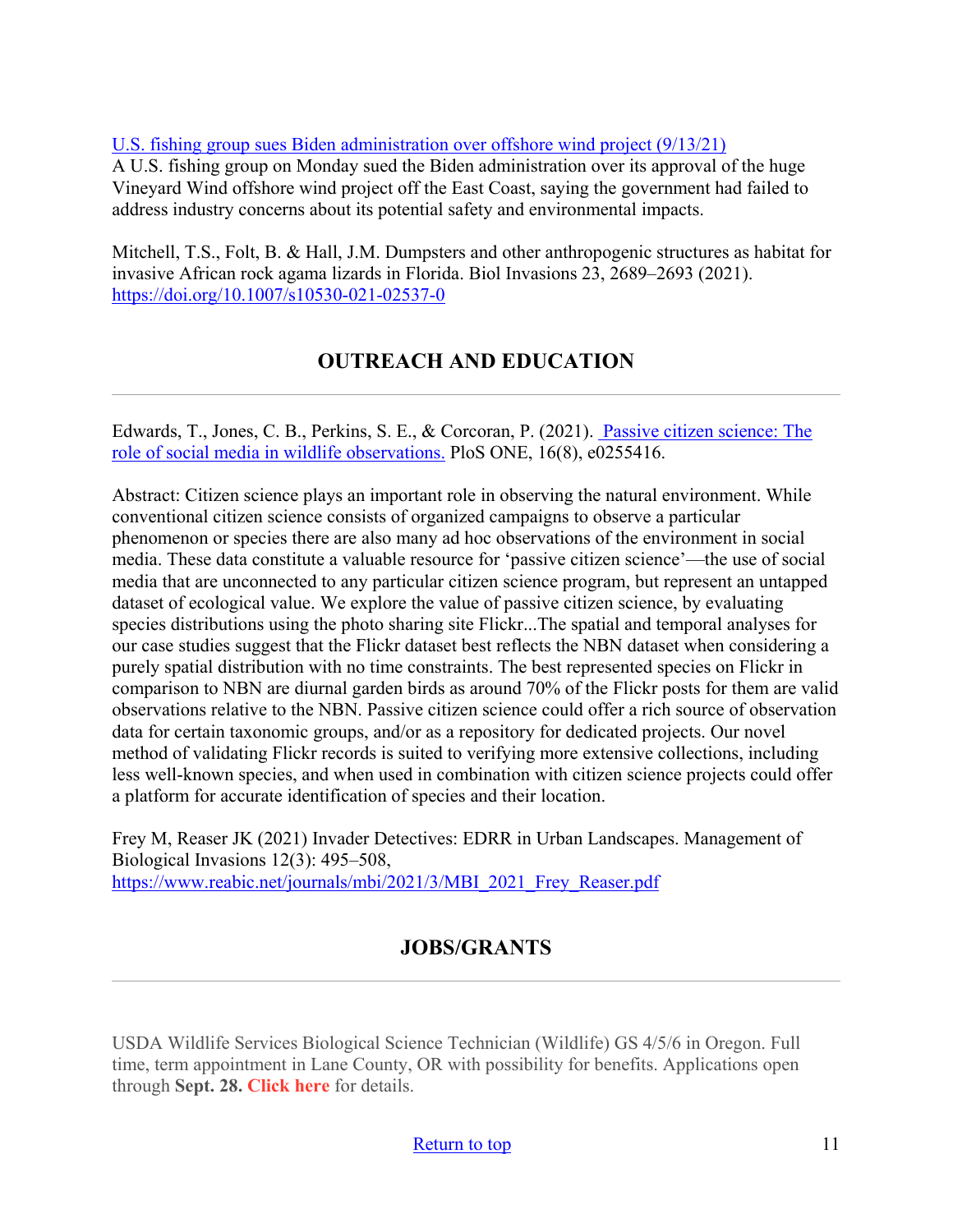[U.S. fishing group sues Biden administration over offshore wind project (9/13/21)](#)
A U.S. fishing group on Monday sued the Biden administration over its approval of the huge Vineyard Wind offshore wind project off the East Coast, saying the government had failed to address industry concerns about its potential safety and environmental impacts.

Mitchell, T.S., Folt, B. & Hall, J.M. Dumpsters and other anthropogenic structures as habitat for invasive African rock agama lizards in Florida. Biol Invasions 23, 2689–2693 (2021). https://doi.org/10.1007/s10530-021-02537-0

## OUTREACH AND EDUCATION

---

Edwards, T., Jones, C. B., Perkins, S. E., & Corcoran, P. (2021). Passive citizen science: The role of social media in wildlife observations. PloS ONE, 16(8), e0255416.

Abstract: Citizen science plays an important role in observing the natural environment. While conventional citizen science consists of organized campaigns to observe a particular phenomenon or species there are also many ad hoc observations of the environment in social media. These data constitute a valuable resource for 'passive citizen science'—the use of social media that are unconnected to any particular citizen science program, but represent an untapped dataset of ecological value. We explore the value of passive citizen science, by evaluating species distributions using the photo sharing site Flickr...The spatial and temporal analyses for our case studies suggest that the Flickr dataset best reflects the NBN dataset when considering a purely spatial distribution with no time constraints. The best represented species on Flickr in comparison to NBN are diurnal garden birds as around 70% of the Flickr posts for them are valid observations relative to the NBN. Passive citizen science could offer a rich source of observation data for certain taxonomic groups, and/or as a repository for dedicated projects. Our novel method of validating Flickr records is suited to verifying more extensive collections, including less well-known species, and when used in combination with citizen science projects could offer a platform for accurate identification of species and their location.

Frey M, Reaser JK (2021) Invader Detectives: EDRR in Urban Landscapes. Management of Biological Invasions 12(3): 495–508, https://www.reabic.net/journals/mbi/2021/3/MBI_2021_Frey_Reaser.pdf

## JOBS/GRANTS

---

USDA Wildlife Services Biological Science Technician (Wildlife) GS 4/5/6 in Oregon. Full time, term appointment in Lane County, OR with possibility for benefits. Applications open through **Sept. 28.** **Click here** for details.

Return to top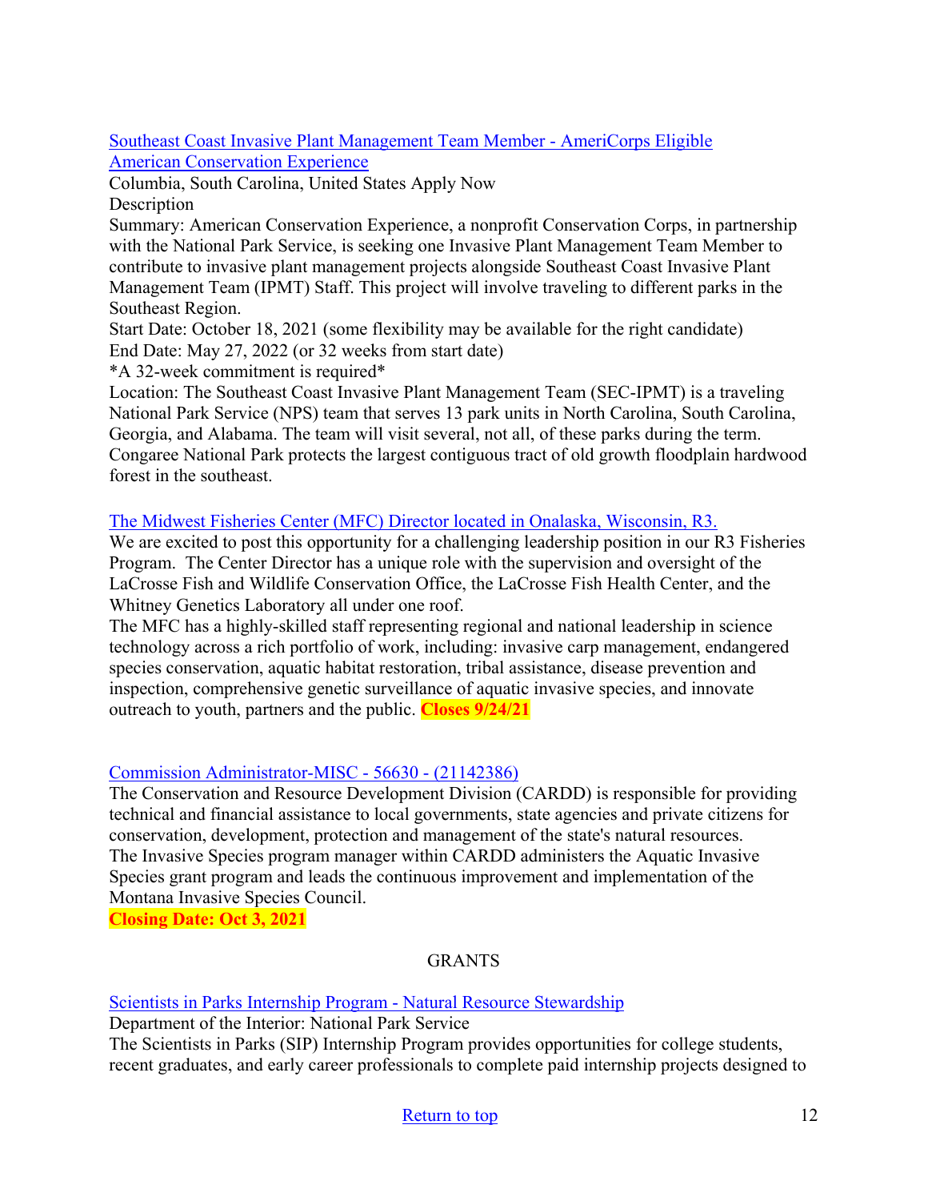[Southeast Coast Invasive Plant Management Team Member - AmeriCorps Eligible](#)
[American Conservation Experience](#)
Columbia, South Carolina, United States Apply Now
Description
Summary: American Conservation Experience, a nonprofit Conservation Corps, in partnership with the National Park Service, is seeking one Invasive Plant Management Team Member to contribute to invasive plant management projects alongside Southeast Coast Invasive Plant Management Team (IPMT) Staff. This project will involve traveling to different parks in the Southeast Region.
Start Date: October 18, 2021 (some flexibility may be available for the right candidate)
End Date: May 27, 2022 (or 32 weeks from start date)
*A 32-week commitment is required*
Location: The Southeast Coast Invasive Plant Management Team (SEC-IPMT) is a traveling National Park Service (NPS) team that serves 13 park units in North Carolina, South Carolina, Georgia, and Alabama. The team will visit several, not all, of these parks during the term. Congaree National Park protects the largest contiguous tract of old growth floodplain hardwood forest in the southeast.

[The Midwest Fisheries Center (MFC) Director located in Onalaska, Wisconsin, R3.](#)
We are excited to post this opportunity for a challenging leadership position in our R3 Fisheries Program. The Center Director has a unique role with the supervision and oversight of the LaCrosse Fish and Wildlife Conservation Office, the LaCrosse Fish Health Center, and the Whitney Genetics Laboratory all under one roof.
The MFC has a highly-skilled staff representing regional and national leadership in science technology across a rich portfolio of work, including: invasive carp management, endangered species conservation, aquatic habitat restoration, tribal assistance, disease prevention and inspection, comprehensive genetic surveillance of aquatic invasive species, and innovate outreach to youth, partners and the public. **Closes 9/24/21**

[Commission Administrator-MISC - 56630 - (21142386)](#)
The Conservation and Resource Development Division (CARDD) is responsible for providing technical and financial assistance to local governments, state agencies and private citizens for conservation, development, protection and management of the state's natural resources.
The Invasive Species program manager within CARDD administers the Aquatic Invasive Species grant program and leads the continuous improvement and implementation of the Montana Invasive Species Council.
**Closing Date: Oct 3, 2021**

## GRANTS

[Scientists in Parks Internship Program - Natural Resource Stewardship](#)
Department of the Interior: National Park Service
The Scientists in Parks (SIP) Internship Program provides opportunities for college students, recent graduates, and early career professionals to complete paid internship projects designed to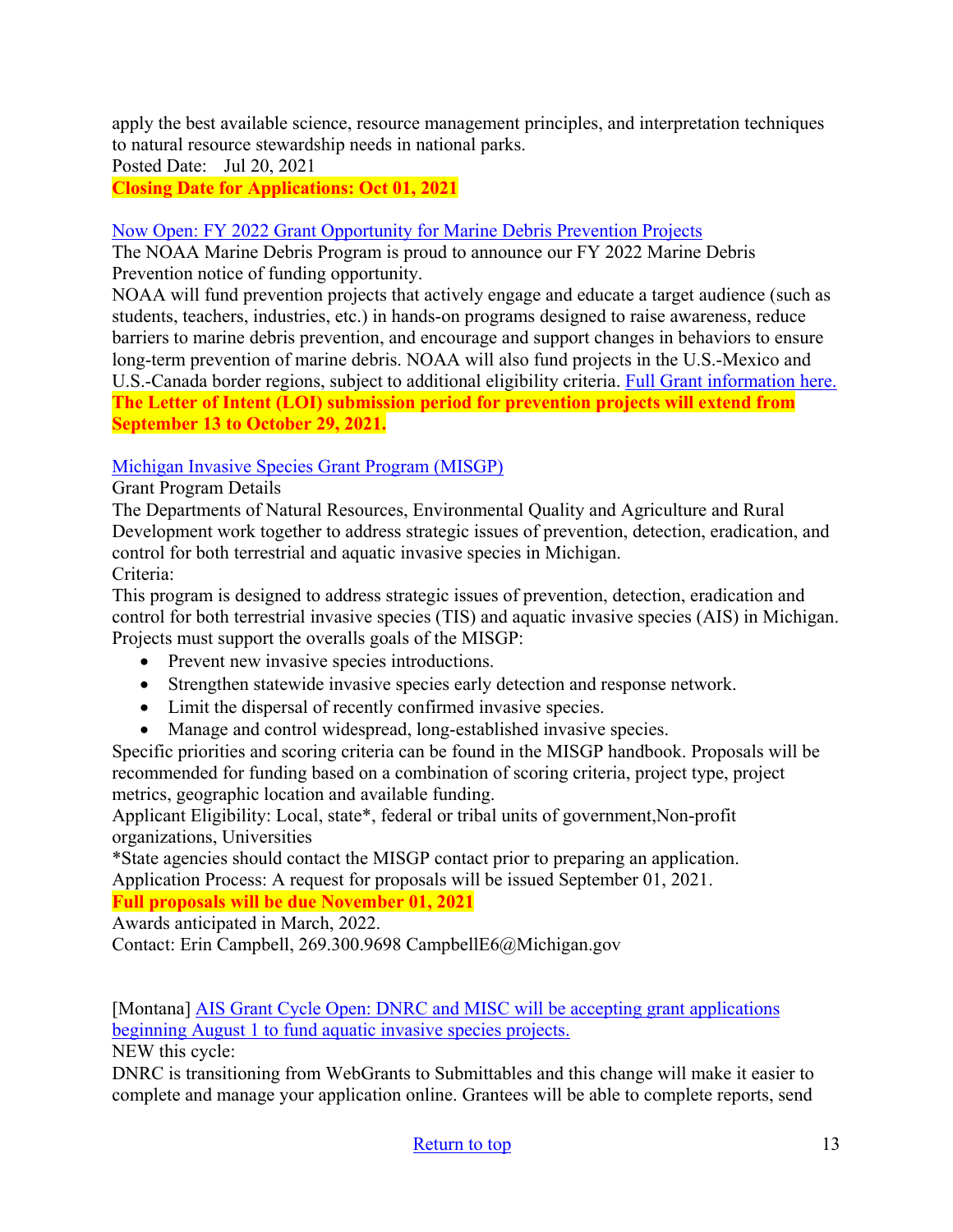apply the best available science, resource management principles, and interpretation techniques to natural resource stewardship needs in national parks.
Posted Date: Jul 20, 2021
**Closing Date for Applications: Oct 01, 2021**

[Now Open: FY 2022 Grant Opportunity for Marine Debris Prevention Projects]
The NOAA Marine Debris Program is proud to announce our FY 2022 Marine Debris Prevention notice of funding opportunity.
NOAA will fund prevention projects that actively engage and educate a target audience (such as students, teachers, industries, etc.) in hands-on programs designed to raise awareness, reduce barriers to marine debris prevention, and encourage and support changes in behaviors to ensure long-term prevention of marine debris. NOAA will also fund projects in the U.S.-Mexico and U.S.-Canada border regions, subject to additional eligibility criteria. [Full Grant information here.]
**The Letter of Intent (LOI) submission period for prevention projects will extend from September 13 to October 29, 2021.**

[Michigan Invasive Species Grant Program (MISGP)]
Grant Program Details
The Departments of Natural Resources, Environmental Quality and Agriculture and Rural Development work together to address strategic issues of prevention, detection, eradication, and control for both terrestrial and aquatic invasive species in Michigan.
Criteria:
This program is designed to address strategic issues of prevention, detection, eradication and control for both terrestrial invasive species (TIS) and aquatic invasive species (AIS) in Michigan. Projects must support the overalls goals of the MISGP:

- Prevent new invasive species introductions.
- Strengthen statewide invasive species early detection and response network.
- Limit the dispersal of recently confirmed invasive species.
- Manage and control widespread, long-established invasive species.

Specific priorities and scoring criteria can be found in the MISGP handbook. Proposals will be recommended for funding based on a combination of scoring criteria, project type, project metrics, geographic location and available funding.
Applicant Eligibility: Local, state*, federal or tribal units of government,Non-profit organizations, Universities
*State agencies should contact the MISGP contact prior to preparing an application.
Application Process: A request for proposals will be issued September 01, 2021.
**Full proposals will be due November 01, 2021**
Awards anticipated in March, 2022.
Contact: Erin Campbell, 269.300.9698 CampbellE6@Michigan.gov

[Montana] [AIS Grant Cycle Open: DNRC and MISC will be accepting grant applications beginning August 1 to fund aquatic invasive species projects.]
NEW this cycle:
DNRC is transitioning from WebGrants to Submittables and this change will make it easier to complete and manage your application online. Grantees will be able to complete reports, send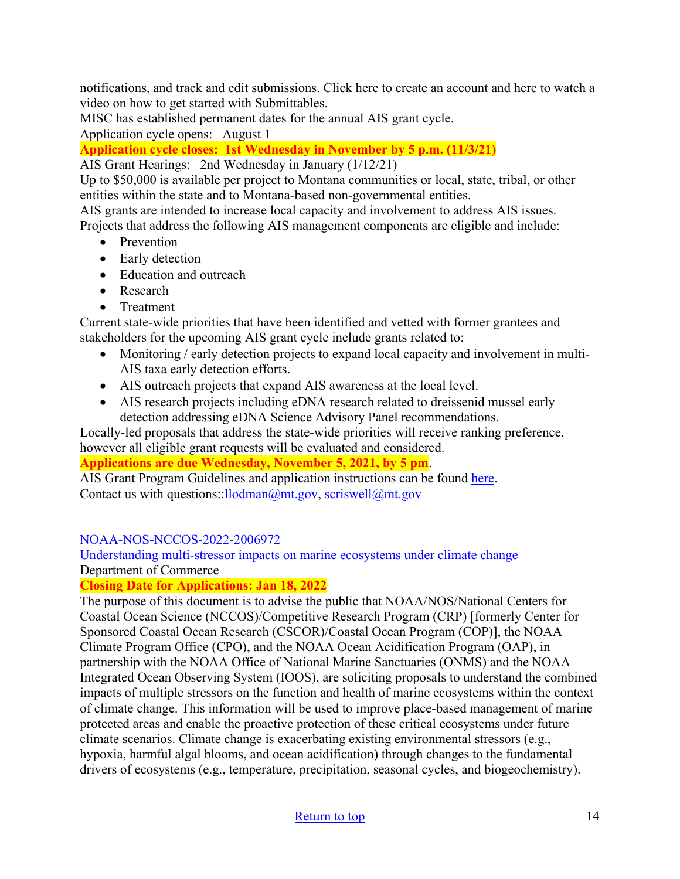notifications, and track and edit submissions. Click here to create an account and here to watch a video on how to get started with Submittables.

MISC has established permanent dates for the annual AIS grant cycle.

Application cycle opens:   August 1

**Application cycle closes:  1st Wednesday in November by 5 p.m. (11/3/21)**

AIS Grant Hearings:   2nd Wednesday in January (1/12/21)

Up to $50,000 is available per project to Montana communities or local, state, tribal, or other entities within the state and to Montana-based non-governmental entities.

AIS grants are intended to increase local capacity and involvement to address AIS issues. Projects that address the following AIS management components are eligible and include:

- Prevention
- Early detection
- Education and outreach
- Research
- Treatment

Current state-wide priorities that have been identified and vetted with former grantees and stakeholders for the upcoming AIS grant cycle include grants related to:

- Monitoring / early detection projects to expand local capacity and involvement in multi-AIS taxa early detection efforts.
- AIS outreach projects that expand AIS awareness at the local level.
- AIS research projects including eDNA research related to dreissenid mussel early detection addressing eDNA Science Advisory Panel recommendations.

Locally-led proposals that address the state-wide priorities will receive ranking preference, however all eligible grant requests will be evaluated and considered.

**Applications are due Wednesday, November 5, 2021, by 5 pm**.

AIS Grant Program Guidelines and application instructions can be found here.

Contact us with questions::llodman@mt.gov, scriswell@mt.gov

NOAA-NOS-NCCOS-2022-2006972

Understanding multi-stressor impacts on marine ecosystems under climate change

Department of Commerce

**Closing Date for Applications: Jan 18, 2022**

The purpose of this document is to advise the public that NOAA/NOS/National Centers for Coastal Ocean Science (NCCOS)/Competitive Research Program (CRP) [formerly Center for Sponsored Coastal Ocean Research (CSCOR)/Coastal Ocean Program (COP)], the NOAA Climate Program Office (CPO), and the NOAA Ocean Acidification Program (OAP), in partnership with the NOAA Office of National Marine Sanctuaries (ONMS) and the NOAA Integrated Ocean Observing System (IOOS), are soliciting proposals to understand the combined impacts of multiple stressors on the function and health of marine ecosystems within the context of climate change. This information will be used to improve place-based management of marine protected areas and enable the proactive protection of these critical ecosystems under future climate scenarios. Climate change is exacerbating existing environmental stressors (e.g., hypoxia, harmful algal blooms, and ocean acidification) through changes to the fundamental drivers of ecosystems (e.g., temperature, precipitation, seasonal cycles, and biogeochemistry).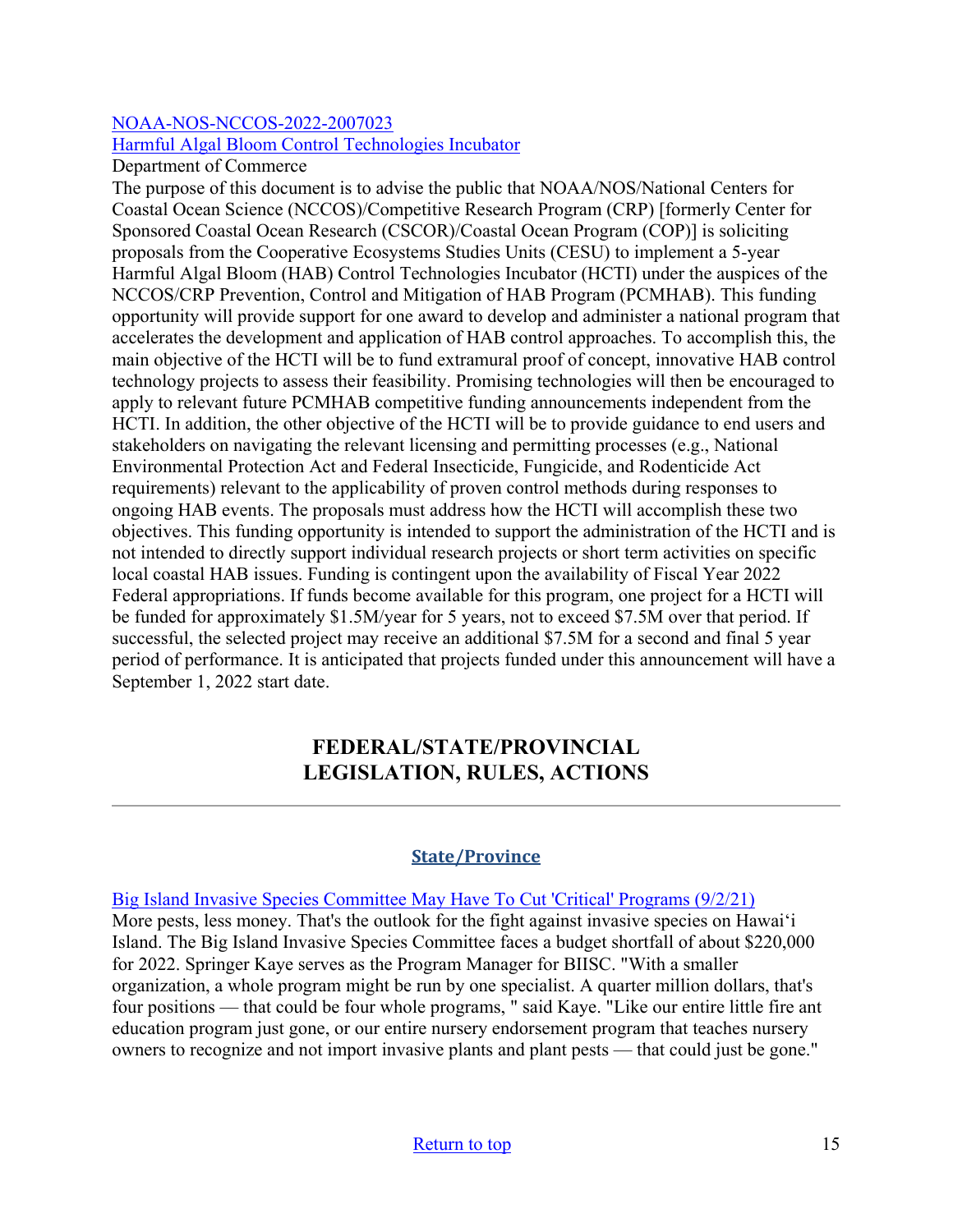NOAA-NOS-NCCOS-2022-2007023

Harmful Algal Bloom Control Technologies Incubator

Department of Commerce

The purpose of this document is to advise the public that NOAA/NOS/National Centers for Coastal Ocean Science (NCCOS)/Competitive Research Program (CRP) [formerly Center for Sponsored Coastal Ocean Research (CSCOR)/Coastal Ocean Program (COP)] is soliciting proposals from the Cooperative Ecosystems Studies Units (CESU) to implement a 5-year Harmful Algal Bloom (HAB) Control Technologies Incubator (HCTI) under the auspices of the NCCOS/CRP Prevention, Control and Mitigation of HAB Program (PCMHAB). This funding opportunity will provide support for one award to develop and administer a national program that accelerates the development and application of HAB control approaches. To accomplish this, the main objective of the HCTI will be to fund extramural proof of concept, innovative HAB control technology projects to assess their feasibility. Promising technologies will then be encouraged to apply to relevant future PCMHAB competitive funding announcements independent from the HCTI. In addition, the other objective of the HCTI will be to provide guidance to end users and stakeholders on navigating the relevant licensing and permitting processes (e.g., National Environmental Protection Act and Federal Insecticide, Fungicide, and Rodenticide Act requirements) relevant to the applicability of proven control methods during responses to ongoing HAB events. The proposals must address how the HCTI will accomplish these two objectives. This funding opportunity is intended to support the administration of the HCTI and is not intended to directly support individual research projects or short term activities on specific local coastal HAB issues. Funding is contingent upon the availability of Fiscal Year 2022 Federal appropriations. If funds become available for this program, one project for a HCTI will be funded for approximately $1.5M/year for 5 years, not to exceed $7.5M over that period. If successful, the selected project may receive an additional $7.5M for a second and final 5 year period of performance. It is anticipated that projects funded under this announcement will have a September 1, 2022 start date.

## FEDERAL/STATE/PROVINCIAL LEGISLATION, RULES, ACTIONS

---

### State/Province

Big Island Invasive Species Committee May Have To Cut 'Critical' Programs (9/2/21)

More pests, less money. That's the outlook for the fight against invasive species on Hawaiʻi Island. The Big Island Invasive Species Committee faces a budget shortfall of about $220,000 for 2022. Springer Kaye serves as the Program Manager for BIISC. "With a smaller organization, a whole program might be run by one specialist. A quarter million dollars, that's four positions — that could be four whole programs, " said Kaye. "Like our entire little fire ant education program just gone, or our entire nursery endorsement program that teaches nursery owners to recognize and not import invasive plants and plant pests — that could just be gone."

Return to top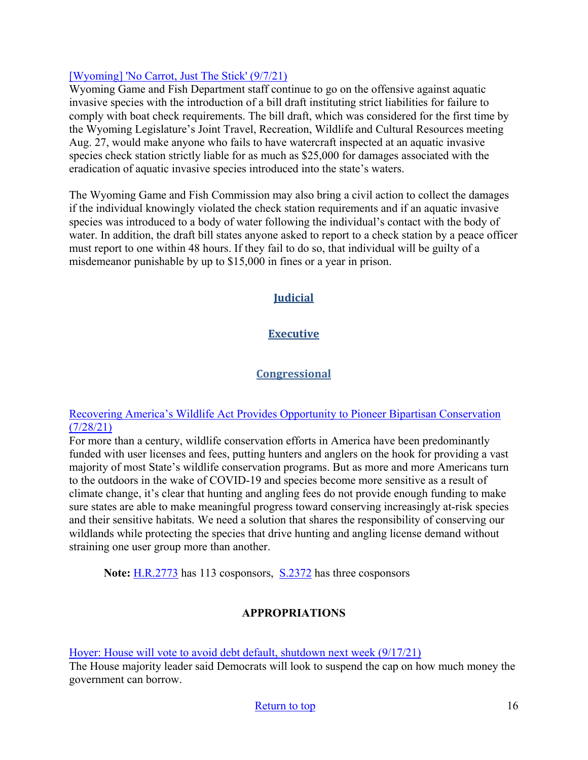[Wyoming] 'No Carrot, Just The Stick' (9/7/21)

Wyoming Game and Fish Department staff continue to go on the offensive against aquatic invasive species with the introduction of a bill draft instituting strict liabilities for failure to comply with boat check requirements. The bill draft, which was considered for the first time by the Wyoming Legislature's Joint Travel, Recreation, Wildlife and Cultural Resources meeting Aug. 27, would make anyone who fails to have watercraft inspected at an aquatic invasive species check station strictly liable for as much as $25,000 for damages associated with the eradication of aquatic invasive species introduced into the state's waters.

The Wyoming Game and Fish Commission may also bring a civil action to collect the damages if the individual knowingly violated the check station requirements and if an aquatic invasive species was introduced to a body of water following the individual's contact with the body of water. In addition, the draft bill states anyone asked to report to a check station by a peace officer must report to one within 48 hours. If they fail to do so, that individual will be guilty of a misdemeanor punishable by up to $15,000 in fines or a year in prison.

## Judicial

## Executive

## Congressional

Recovering America's Wildlife Act Provides Opportunity to Pioneer Bipartisan Conservation (7/28/21)

For more than a century, wildlife conservation efforts in America have been predominantly funded with user licenses and fees, putting hunters and anglers on the hook for providing a vast majority of most State's wildlife conservation programs. But as more and more Americans turn to the outdoors in the wake of COVID-19 and species become more sensitive as a result of climate change, it's clear that hunting and angling fees do not provide enough funding to make sure states are able to make meaningful progress toward conserving increasingly at-risk species and their sensitive habitats. We need a solution that shares the responsibility of conserving our wildlands while protecting the species that drive hunting and angling license demand without straining one user group more than another.

**Note:** H.R.2773 has 113 cosponsors, S.2372 has three cosponsors

### APPROPRIATIONS

Hoyer: House will vote to avoid debt default, shutdown next week (9/17/21)

The House majority leader said Democrats will look to suspend the cap on how much money the government can borrow.

Return to top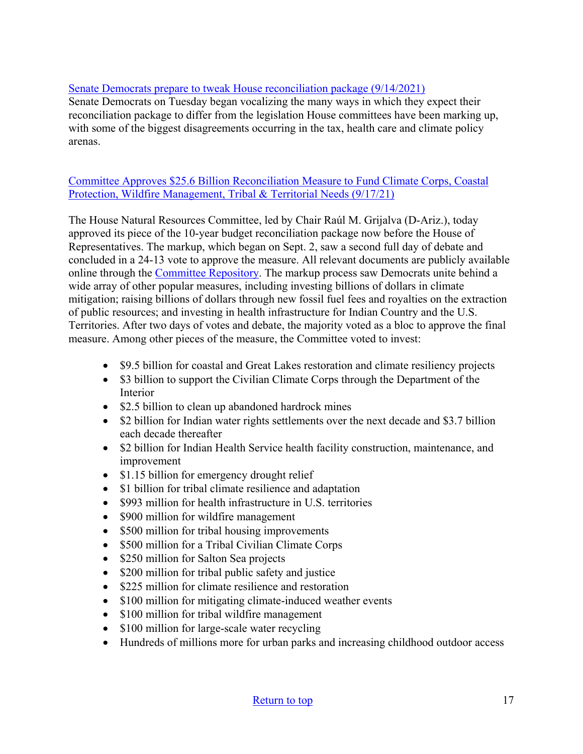[Senate Democrats prepare to tweak House reconciliation package (9/14/2021)]

Senate Democrats on Tuesday began vocalizing the many ways in which they expect their reconciliation package to differ from the legislation House committees have been marking up, with some of the biggest disagreements occurring in the tax, health care and climate policy arenas.

[Committee Approves $25.6 Billion Reconciliation Measure to Fund Climate Corps, Coastal Protection, Wildfire Management, Tribal & Territorial Needs (9/17/21)]

The House Natural Resources Committee, led by Chair Raúl M. Grijalva (D-Ariz.), today approved its piece of the 10-year budget reconciliation package now before the House of Representatives. The markup, which began on Sept. 2, saw a second full day of debate and concluded in a 24-13 vote to approve the measure. All relevant documents are publicly available online through the Committee Repository. The markup process saw Democrats unite behind a wide array of other popular measures, including investing billions of dollars in climate mitigation; raising billions of dollars through new fossil fuel fees and royalties on the extraction of public resources; and investing in health infrastructure for Indian Country and the U.S. Territories. After two days of votes and debate, the majority voted as a bloc to approve the final measure. Among other pieces of the measure, the Committee voted to invest:

- $9.5 billion for coastal and Great Lakes restoration and climate resiliency projects
- $3 billion to support the Civilian Climate Corps through the Department of the Interior
- $2.5 billion to clean up abandoned hardrock mines
- $2 billion for Indian water rights settlements over the next decade and $3.7 billion each decade thereafter
- $2 billion for Indian Health Service health facility construction, maintenance, and improvement
- $1.15 billion for emergency drought relief
- $1 billion for tribal climate resilience and adaptation
- $993 million for health infrastructure in U.S. territories
- $900 million for wildfire management
- $500 million for tribal housing improvements
- $500 million for a Tribal Civilian Climate Corps
- $250 million for Salton Sea projects
- $200 million for tribal public safety and justice
- $225 million for climate resilience and restoration
- $100 million for mitigating climate-induced weather events
- $100 million for tribal wildfire management
- $100 million for large-scale water recycling
- Hundreds of millions more for urban parks and increasing childhood outdoor access

Return to top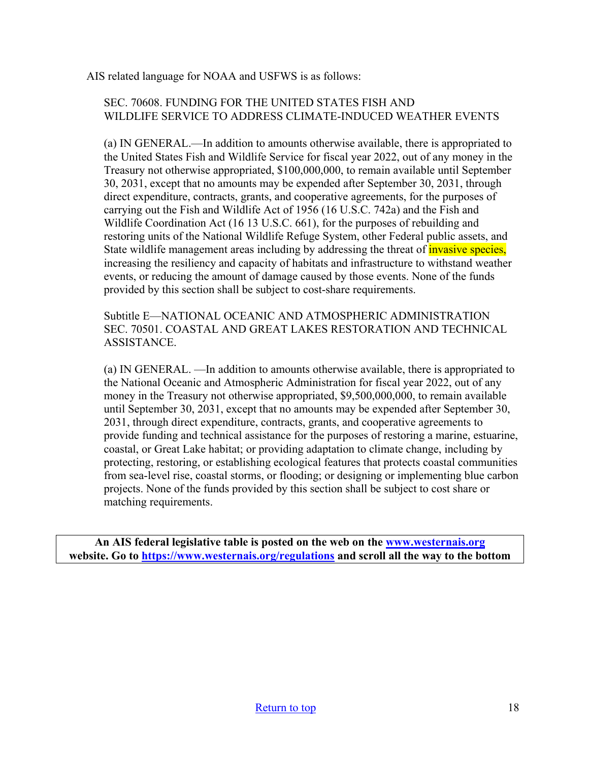AIS related language for NOAA and USFWS is as follows:

> SEC. 70608. FUNDING FOR THE UNITED STATES FISH AND WILDLIFE SERVICE TO ADDRESS CLIMATE-INDUCED WEATHER EVENTS
>
> (a) IN GENERAL.—In addition to amounts otherwise available, there is appropriated to the United States Fish and Wildlife Service for fiscal year 2022, out of any money in the Treasury not otherwise appropriated, $100,000,000, to remain available until September 30, 2031, except that no amounts may be expended after September 30, 2031, through direct expenditure, contracts, grants, and cooperative agreements, for the purposes of carrying out the Fish and Wildlife Act of 1956 (16 U.S.C. 742a) and the Fish and Wildlife Coordination Act (16 13 U.S.C. 661), for the purposes of rebuilding and restoring units of the National Wildlife Refuge System, other Federal public assets, and State wildlife management areas including by addressing the threat of invasive species, increasing the resiliency and capacity of habitats and infrastructure to withstand weather events, or reducing the amount of damage caused by those events. None of the funds provided by this section shall be subject to cost-share requirements.
>
> Subtitle E—NATIONAL OCEANIC AND ATMOSPHERIC ADMINISTRATION
> SEC. 70501. COASTAL AND GREAT LAKES RESTORATION AND TECHNICAL ASSISTANCE.
>
> (a) IN GENERAL. —In addition to amounts otherwise available, there is appropriated to the National Oceanic and Atmospheric Administration for fiscal year 2022, out of any money in the Treasury not otherwise appropriated, $9,500,000,000, to remain available until September 30, 2031, except that no amounts may be expended after September 30, 2031, through direct expenditure, contracts, grants, and cooperative agreements to provide funding and technical assistance for the purposes of restoring a marine, estuarine, coastal, or Great Lake habitat; or providing adaptation to climate change, including by protecting, restoring, or establishing ecological features that protects coastal communities from sea-level rise, coastal storms, or flooding; or designing or implementing blue carbon projects. None of the funds provided by this section shall be subject to cost share or matching requirements.

**An AIS federal legislative table is posted on the web on the [www.westernais.org](www.westernais.org) website. Go to [https://www.westernais.org/regulations](https://www.westernais.org/regulations) and scroll all the way to the bottom**

Return to top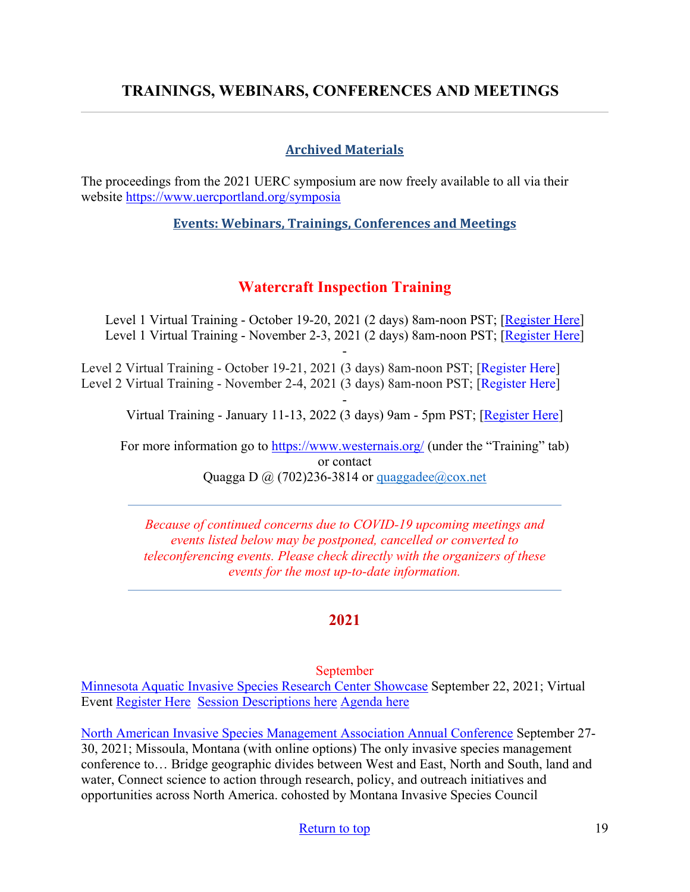## TRAININGS, WEBINARS, CONFERENCES AND MEETINGS

---

### Archived Materials

The proceedings from the 2021 UERC symposium are now freely available to all via their website https://www.uercportland.org/symposia

### Events: Webinars, Trainings, Conferences and Meetings

## Watercraft Inspection Training

Level 1 Virtual Training - October 19-20, 2021 (2 days) 8am-noon PST; [Register Here]
Level 1 Virtual Training - November 2-3, 2021 (2 days) 8am-noon PST; [Register Here]

-

Level 2 Virtual Training - October 19-21, 2021 (3 days) 8am-noon PST; [Register Here]
Level 2 Virtual Training - November 2-4, 2021 (3 days) 8am-noon PST; [Register Here]

-

Virtual Training - January 11-13, 2022 (3 days) 9am - 5pm PST; [Register Here]

For more information go to https://www.westernais.org/ (under the "Training" tab)
or contact
Quagga D @ (702)236-3814 or quaggadee@cox.net

---

*Because of continued concerns due to COVID-19 upcoming meetings and events listed below may be postponed, cancelled or converted to teleconferencing events. Please check directly with the organizers of these events for the most up-to-date information.*

---

## 2021

September

Minnesota Aquatic Invasive Species Research Center Showcase September 22, 2021; Virtual Event Register Here Session Descriptions here Agenda here

North American Invasive Species Management Association Annual Conference September 27-30, 2021; Missoula, Montana (with online options) The only invasive species management conference to… Bridge geographic divides between West and East, North and South, land and water, Connect science to action through research, policy, and outreach initiatives and opportunities across North America. cohosted by Montana Invasive Species Council

Return to top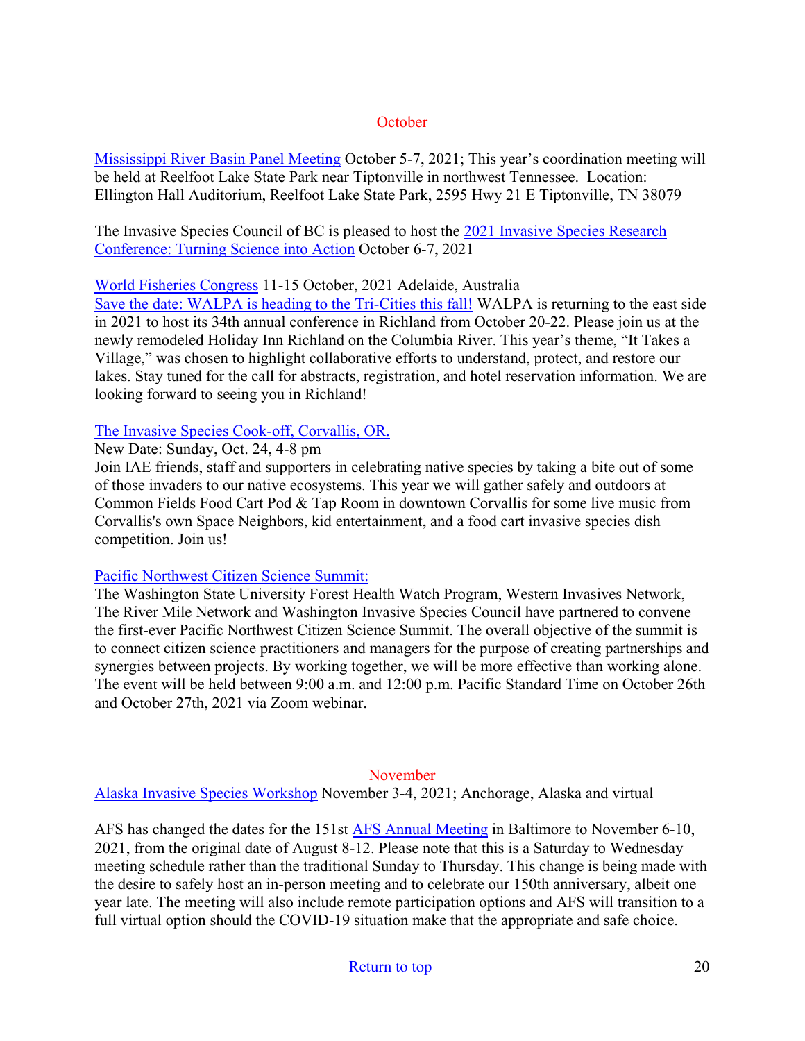## October

[Mississippi River Basin Panel Meeting] October 5-7, 2021; This year's coordination meeting will be held at Reelfoot Lake State Park near Tiptonville in northwest Tennessee. Location: Ellington Hall Auditorium, Reelfoot Lake State Park, 2595 Hwy 21 E Tiptonville, TN 38079

The Invasive Species Council of BC is pleased to host the [2021 Invasive Species Research Conference: Turning Science into Action] October 6-7, 2021

[World Fisheries Congress] 11-15 October, 2021 Adelaide, Australia
[Save the date: WALPA is heading to the Tri-Cities this fall!] WALPA is returning to the east side in 2021 to host its 34th annual conference in Richland from October 20-22. Please join us at the newly remodeled Holiday Inn Richland on the Columbia River. This year's theme, "It Takes a Village," was chosen to highlight collaborative efforts to understand, protect, and restore our lakes. Stay tuned for the call for abstracts, registration, and hotel reservation information. We are looking forward to seeing you in Richland!

[The Invasive Species Cook-off, Corvallis, OR.]
New Date: Sunday, Oct. 24, 4-8 pm
Join IAE friends, staff and supporters in celebrating native species by taking a bite out of some of those invaders to our native ecosystems. This year we will gather safely and outdoors at Common Fields Food Cart Pod & Tap Room in downtown Corvallis for some live music from Corvallis's own Space Neighbors, kid entertainment, and a food cart invasive species dish competition. Join us!

[Pacific Northwest Citizen Science Summit:]
The Washington State University Forest Health Watch Program, Western Invasives Network, The River Mile Network and Washington Invasive Species Council have partnered to convene the first-ever Pacific Northwest Citizen Science Summit. The overall objective of the summit is to connect citizen science practitioners and managers for the purpose of creating partnerships and synergies between projects. By working together, we will be more effective than working alone. The event will be held between 9:00 a.m. and 12:00 p.m. Pacific Standard Time on October 26th and October 27th, 2021 via Zoom webinar.

## November

[Alaska Invasive Species Workshop] November 3-4, 2021; Anchorage, Alaska and virtual

AFS has changed the dates for the 151st [AFS Annual Meeting] in Baltimore to November 6-10, 2021, from the original date of August 8-12. Please note that this is a Saturday to Wednesday meeting schedule rather than the traditional Sunday to Thursday. This change is being made with the desire to safely host an in-person meeting and to celebrate our 150th anniversary, albeit one year late. The meeting will also include remote participation options and AFS will transition to a full virtual option should the COVID-19 situation make that the appropriate and safe choice.

[Return to top]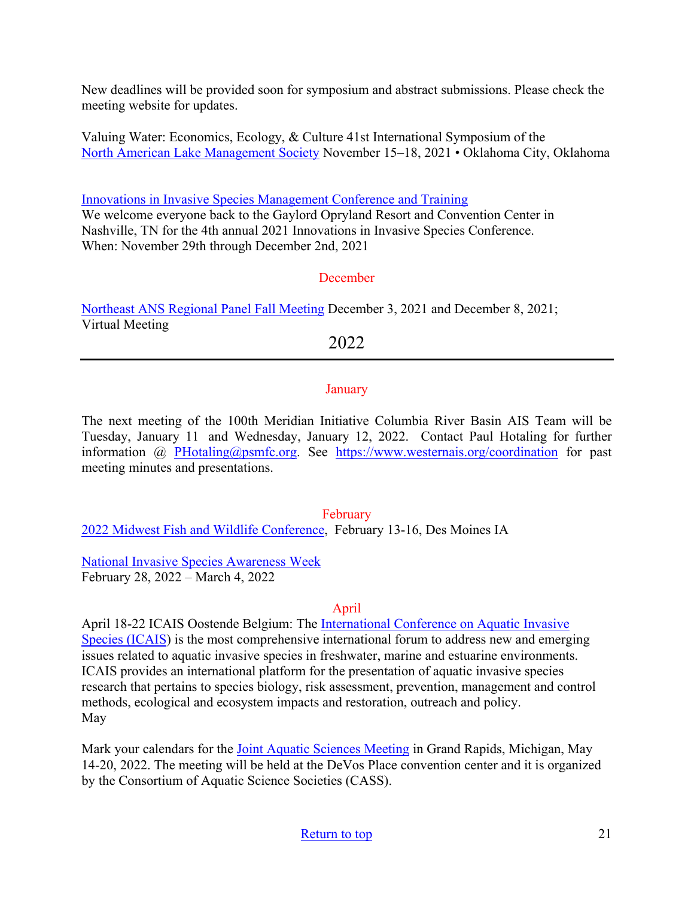New deadlines will be provided soon for symposium and abstract submissions. Please check the meeting website for updates.

Valuing Water: Economics, Ecology, & Culture 41st International Symposium of the North American Lake Management Society November 15–18, 2021 • Oklahoma City, Oklahoma

Innovations in Invasive Species Management Conference and Training
We welcome everyone back to the Gaylord Opryland Resort and Convention Center in Nashville, TN for the 4th annual 2021 Innovations in Invasive Species Conference.
When: November 29th through December 2nd, 2021

### December

Northeast ANS Regional Panel Fall Meeting December 3, 2021 and December 8, 2021; Virtual Meeting

## 2022

---

### January

The next meeting of the 100th Meridian Initiative Columbia River Basin AIS Team will be Tuesday, January 11 and Wednesday, January 12, 2022. Contact Paul Hotaling for further information @ PHotaling@psmfc.org. See https://www.westernais.org/coordination for past meeting minutes and presentations.

### February

2022 Midwest Fish and Wildlife Conference, February 13-16, Des Moines IA

National Invasive Species Awareness Week
February 28, 2022 – March 4, 2022

### April

April 18-22 ICAIS Oostende Belgium: The International Conference on Aquatic Invasive Species (ICAIS) is the most comprehensive international forum to address new and emerging issues related to aquatic invasive species in freshwater, marine and estuarine environments. ICAIS provides an international platform for the presentation of aquatic invasive species research that pertains to species biology, risk assessment, prevention, management and control methods, ecological and ecosystem impacts and restoration, outreach and policy.

May

Mark your calendars for the Joint Aquatic Sciences Meeting in Grand Rapids, Michigan, May 14-20, 2022. The meeting will be held at the DeVos Place convention center and it is organized by the Consortium of Aquatic Science Societies (CASS).

Return to top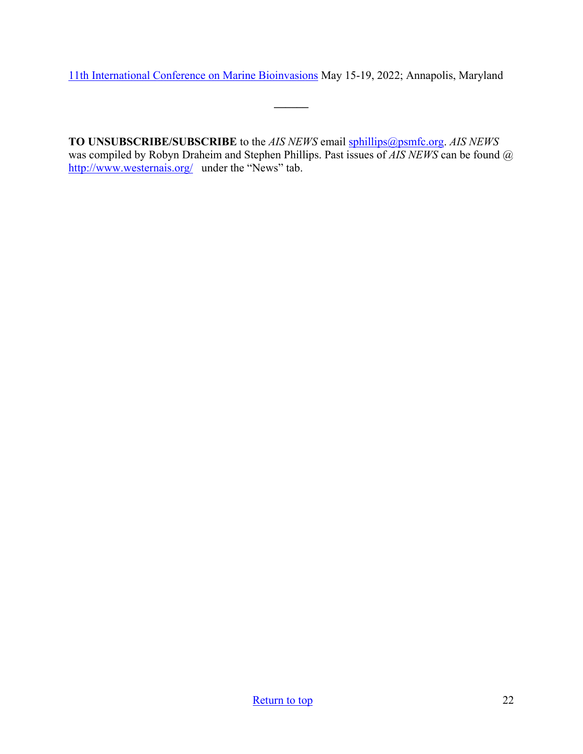11th International Conference on Marine Bioinvasions May 15-19, 2022; Annapolis, Maryland

---

**TO UNSUBSCRIBE/SUBSCRIBE** to the *AIS NEWS* email sphillips@psmfc.org. *AIS NEWS* was compiled by Robyn Draheim and Stephen Phillips. Past issues of *AIS NEWS* can be found @ http://www.westernais.org/ under the "News" tab.

Return to top